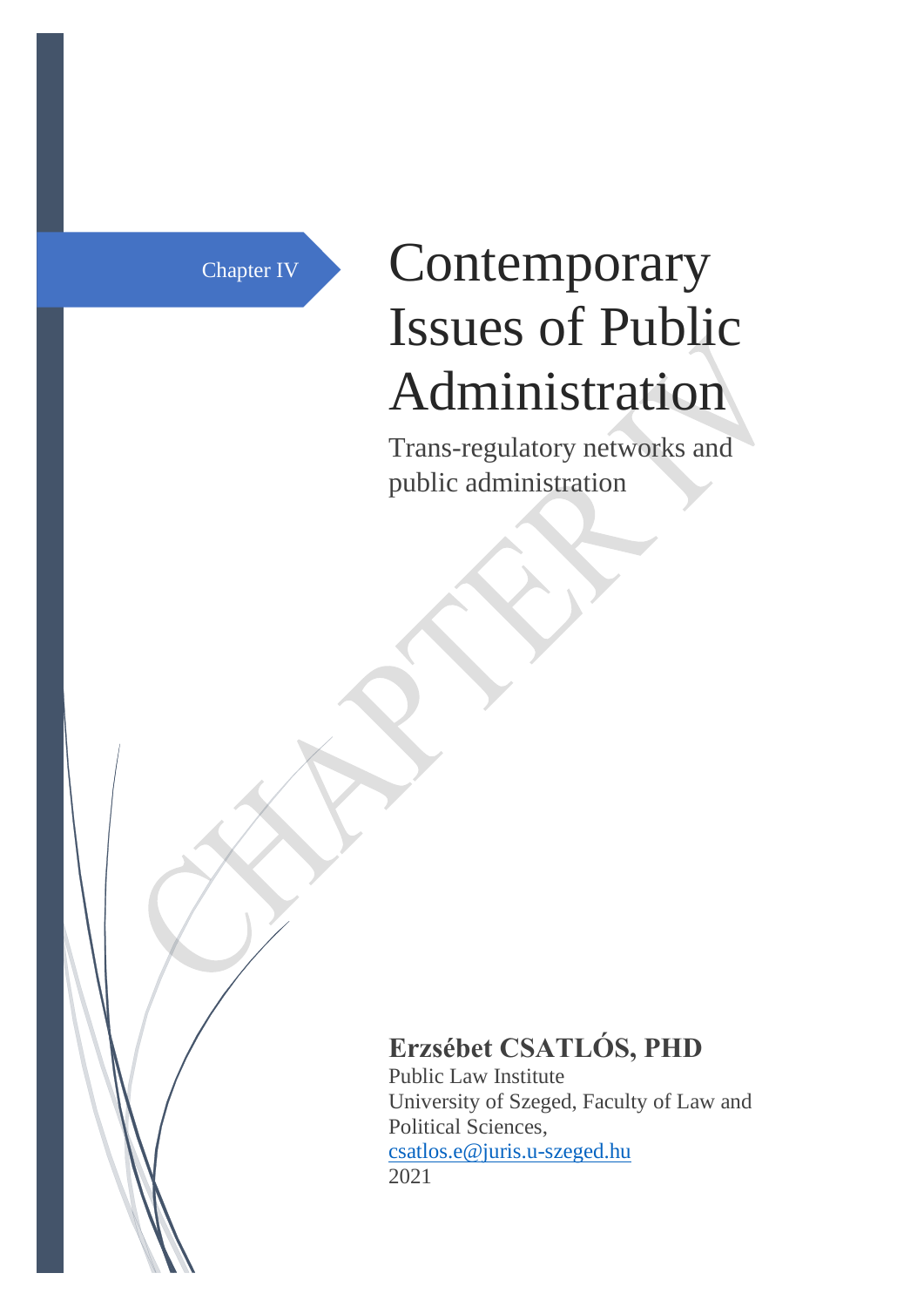Chapter IV

# Contemporary Issues of Public Administration

Trans-regulatory networks and public administration

**Erzsébet CSATLÓS, PHD**

Public Law Institute

University of Szeged, Faculty of Law and Political Sciences,

csatlos.e@juris.u-szeged.hu

2021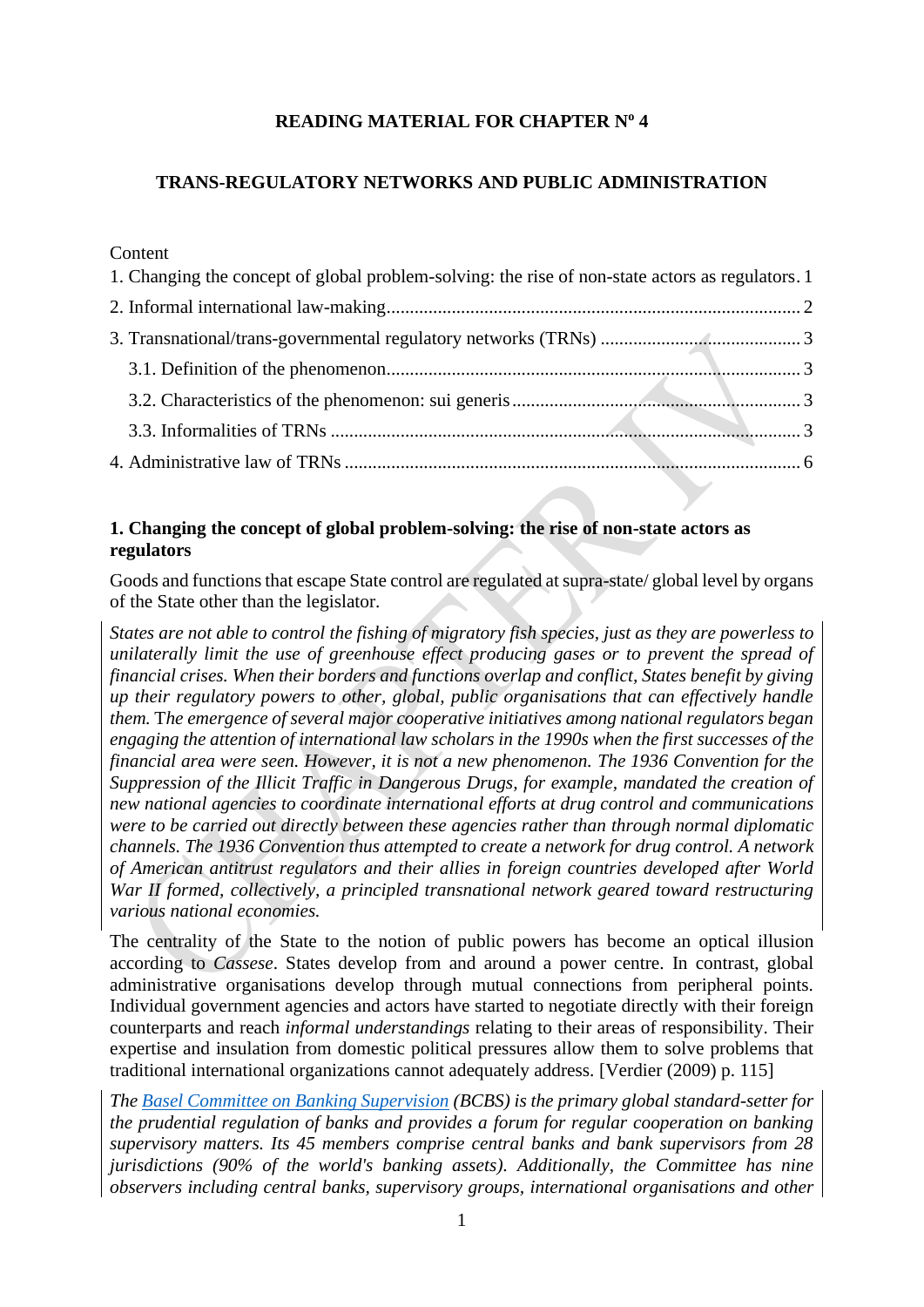**READING MATERIAL FOR CHAPTER Nº 4**

**TRANS-REGULATORY NETWORKS AND PUBLIC ADMINISTRATION**

Content

1. Changing the concept of global problem-solving: the rise of non-state actors as regulators. 1
2. Informal international law-making ........ 2
3. Transnational/trans-governmental regulatory networks (TRNs) ........ 3
   - 3.1. Definition of the phenomenon ........ 3
   - 3.2. Characteristics of the phenomenon: sui generis ........ 3
   - 3.3. Informalities of TRNs ........ 3
4. Administrative law of TRNs ........ 6

## 1. Changing the concept of global problem-solving: the rise of non-state actors as regulators

Goods and functions that escape State control are regulated at supra-state/ global level by organs of the State other than the legislator.

*States are not able to control the fishing of migratory fish species, just as they are powerless to unilaterally limit the use of greenhouse effect producing gases or to prevent the spread of financial crises. When their borders and functions overlap and conflict, States benefit by giving up their regulatory powers to other, global, public organisations that can effectively handle them.* T*he emergence of several major cooperative initiatives among national regulators began engaging the attention of international law scholars in the 1990s when the first successes of the financial area were seen. However, it is not a new phenomenon. The 1936 Convention for the Suppression of the Illicit Traffic in Dangerous Drugs, for example, mandated the creation of new national agencies to coordinate international efforts at drug control and communications were to be carried out directly between these agencies rather than through normal diplomatic channels. The 1936 Convention thus attempted to create a network for drug control. A network of American antitrust regulators and their allies in foreign countries developed after World War II formed, collectively, a principled transnational network geared toward restructuring various national economies.*

The centrality of the State to the notion of public powers has become an optical illusion according to *Cassese*. States develop from and around a power centre. In contrast, global administrative organisations develop through mutual connections from peripheral points. Individual government agencies and actors have started to negotiate directly with their foreign counterparts and reach *informal understandings* relating to their areas of responsibility. Their expertise and insulation from domestic political pressures allow them to solve problems that traditional international organizations cannot adequately address. [Verdier (2009) p. 115]

*The Basel Committee on Banking Supervision (BCBS) is the primary global standard-setter for the prudential regulation of banks and provides a forum for regular cooperation on banking supervisory matters. Its 45 members comprise central banks and bank supervisors from 28 jurisdictions (90% of the world's banking assets). Additionally, the Committee has nine observers including central banks, supervisory groups, international organisations and other*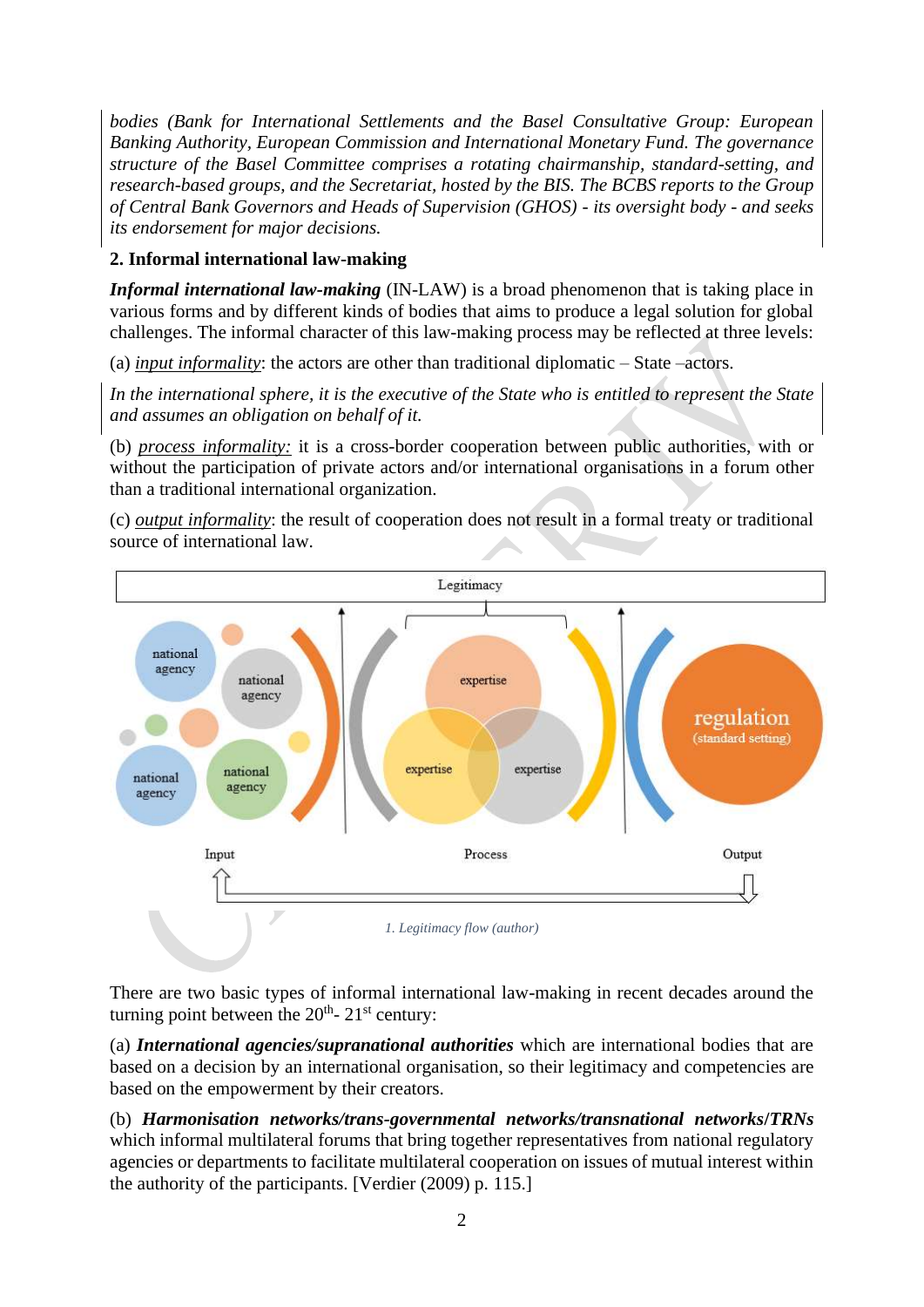*bodies (Bank for International Settlements and the Basel Consultative Group: European Banking Authority, European Commission and International Monetary Fund. The governance structure of the Basel Committee comprises a rotating chairmanship, standard-setting, and research-based groups, and the Secretariat, hosted by the BIS. The BCBS reports to the Group of Central Bank Governors and Heads of Supervision (GHOS) - its oversight body - and seeks its endorsement for major decisions.*

**2. Informal international law-making**

***Informal international law-making*** (IN-LAW) is a broad phenomenon that is taking place in various forms and by different kinds of bodies that aims to produce a legal solution for global challenges. The informal character of this law-making process may be reflected at three levels:

(a) <u>*input informality*</u>: the actors are other than traditional diplomatic – State –actors.

*In the international sphere, it is the executive of the State who is entitled to represent the State and assumes an obligation on behalf of it.*

(b) <u>*process informality:*</u> it is a cross-border cooperation between public authorities, with or without the participation of private actors and/or international organisations in a forum other than a traditional international organization.

(c) <u>*output informality*</u>: the result of cooperation does not result in a formal treaty or traditional source of international law.

*1. Legitimacy flow (author)*

There are two basic types of informal international law-making in recent decades around the turning point between the 20th- 21st century:

(a) ***International agencies/supranational authorities*** which are international bodies that are based on a decision by an international organisation, so their legitimacy and competencies are based on the empowerment by their creators.

(b) ***Harmonisation networks/trans-governmental networks/transnational networks/TRNs*** which informal multilateral forums that bring together representatives from national regulatory agencies or departments to facilitate multilateral cooperation on issues of mutual interest within the authority of the participants. [Verdier (2009) p. 115.]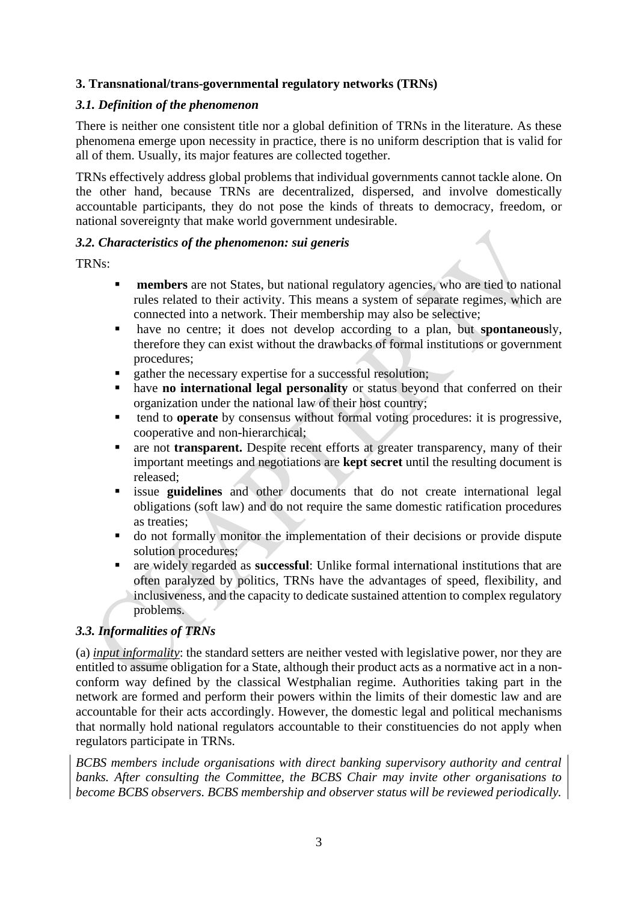**3. Transnational/trans-governmental regulatory networks (TRNs)**

***3.1. Definition of the phenomenon***

There is neither one consistent title nor a global definition of TRNs in the literature. As these phenomena emerge upon necessity in practice, there is no uniform description that is valid for all of them. Usually, its major features are collected together.

TRNs effectively address global problems that individual governments cannot tackle alone. On the other hand, because TRNs are decentralized, dispersed, and involve domestically accountable participants, they do not pose the kinds of threats to democracy, freedom, or national sovereignty that make world government undesirable.

***3.2. Characteristics of the phenomenon: sui generis***

TRNs:

- **members** are not States, but national regulatory agencies, who are tied to national rules related to their activity. This means a system of separate regimes, which are connected into a network. Their membership may also be selective;
- have no centre; it does not develop according to a plan, but **spontaneous**ly, therefore they can exist without the drawbacks of formal institutions or government procedures;
- gather the necessary expertise for a successful resolution;
- have **no international legal personality** or status beyond that conferred on their organization under the national law of their host country;
- tend to **operate** by consensus without formal voting procedures: it is progressive, cooperative and non-hierarchical;
- are not **transparent.** Despite recent efforts at greater transparency, many of their important meetings and negotiations are **kept secret** until the resulting document is released;
- issue **guidelines** and other documents that do not create international legal obligations (soft law) and do not require the same domestic ratification procedures as treaties;
- do not formally monitor the implementation of their decisions or provide dispute solution procedures;
- are widely regarded as **successful**: Unlike formal international institutions that are often paralyzed by politics, TRNs have the advantages of speed, flexibility, and inclusiveness, and the capacity to dedicate sustained attention to complex regulatory problems.

***3.3. Informalities of TRNs***

(a) *input informality*: the standard setters are neither vested with legislative power, nor they are entitled to assume obligation for a State, although their product acts as a normative act in a non-conform way defined by the classical Westphalian regime. Authorities taking part in the network are formed and perform their powers within the limits of their domestic law and are accountable for their acts accordingly. However, the domestic legal and political mechanisms that normally hold national regulators accountable to their constituencies do not apply when regulators participate in TRNs.

*BCBS members include organisations with direct banking supervisory authority and central banks. After consulting the Committee, the BCBS Chair may invite other organisations to become BCBS observers. BCBS membership and observer status will be reviewed periodically.*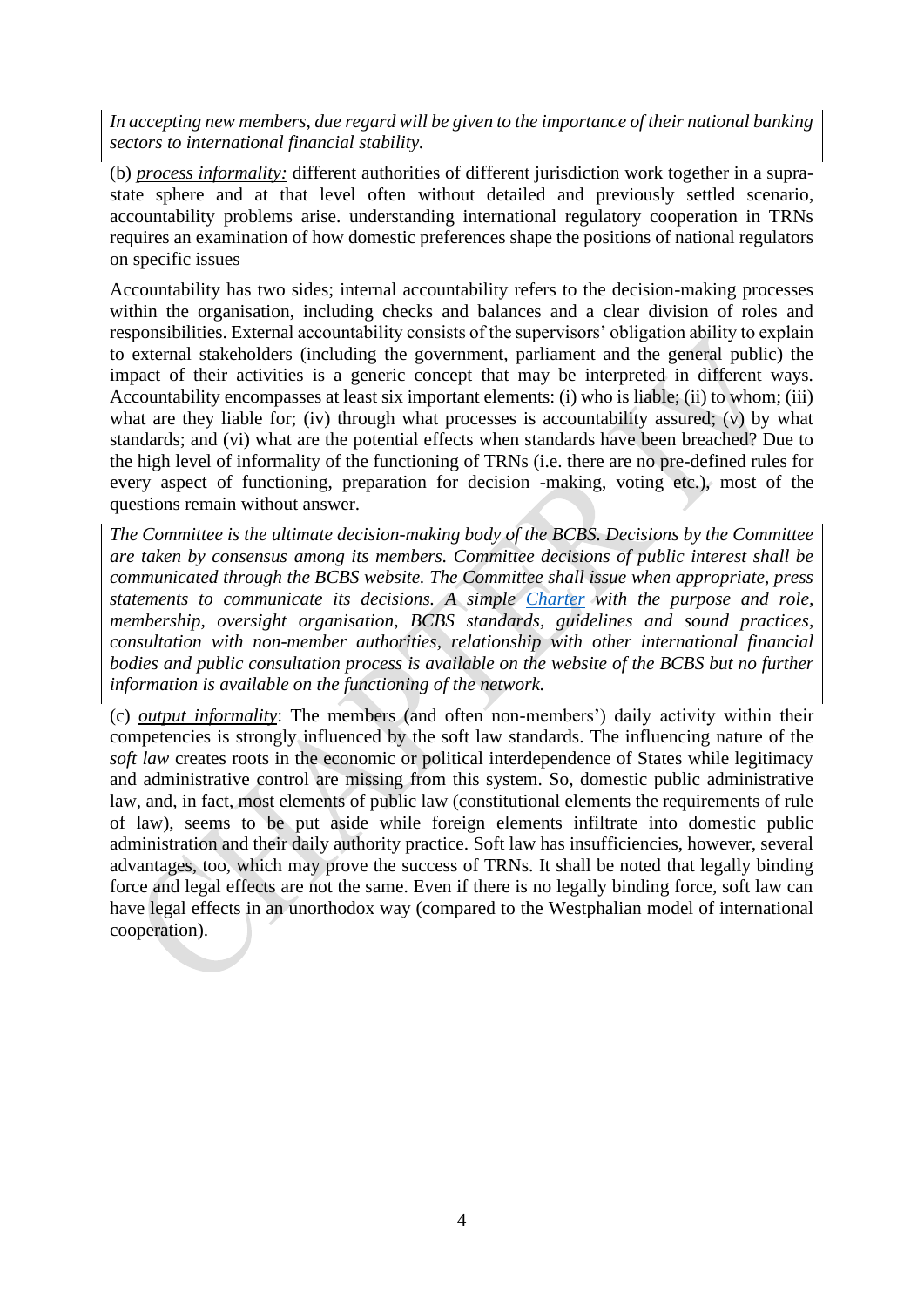*In accepting new members, due regard will be given to the importance of their national banking sectors to international financial stability.*

(b) *process informality:* different authorities of different jurisdiction work together in a supra-state sphere and at that level often without detailed and previously settled scenario, accountability problems arise. understanding international regulatory cooperation in TRNs requires an examination of how domestic preferences shape the positions of national regulators on specific issues

Accountability has two sides; internal accountability refers to the decision-making processes within the organisation, including checks and balances and a clear division of roles and responsibilities. External accountability consists of the supervisors' obligation ability to explain to external stakeholders (including the government, parliament and the general public) the impact of their activities is a generic concept that may be interpreted in different ways. Accountability encompasses at least six important elements: (i) who is liable; (ii) to whom; (iii) what are they liable for; (iv) through what processes is accountability assured; (v) by what standards; and (vi) what are the potential effects when standards have been breached? Due to the high level of informality of the functioning of TRNs (i.e. there are no pre-defined rules for every aspect of functioning, preparation for decision -making, voting etc.), most of the questions remain without answer.

*The Committee is the ultimate decision-making body of the BCBS. Decisions by the Committee are taken by consensus among its members. Committee decisions of public interest shall be communicated through the BCBS website. The Committee shall issue when appropriate, press statements to communicate its decisions. A simple Charter with the purpose and role, membership, oversight organisation, BCBS standards, guidelines and sound practices, consultation with non-member authorities, relationship with other international financial bodies and public consultation process is available on the website of the BCBS but no further information is available on the functioning of the network.*

(c) *output informality*: The members (and often non-members') daily activity within their competencies is strongly influenced by the soft law standards. The influencing nature of the *soft law* creates roots in the economic or political interdependence of States while legitimacy and administrative control are missing from this system. So, domestic public administrative law, and, in fact, most elements of public law (constitutional elements the requirements of rule of law), seems to be put aside while foreign elements infiltrate into domestic public administration and their daily authority practice. Soft law has insufficiencies, however, several advantages, too, which may prove the success of TRNs. It shall be noted that legally binding force and legal effects are not the same. Even if there is no legally binding force, soft law can have legal effects in an unorthodox way (compared to the Westphalian model of international cooperation).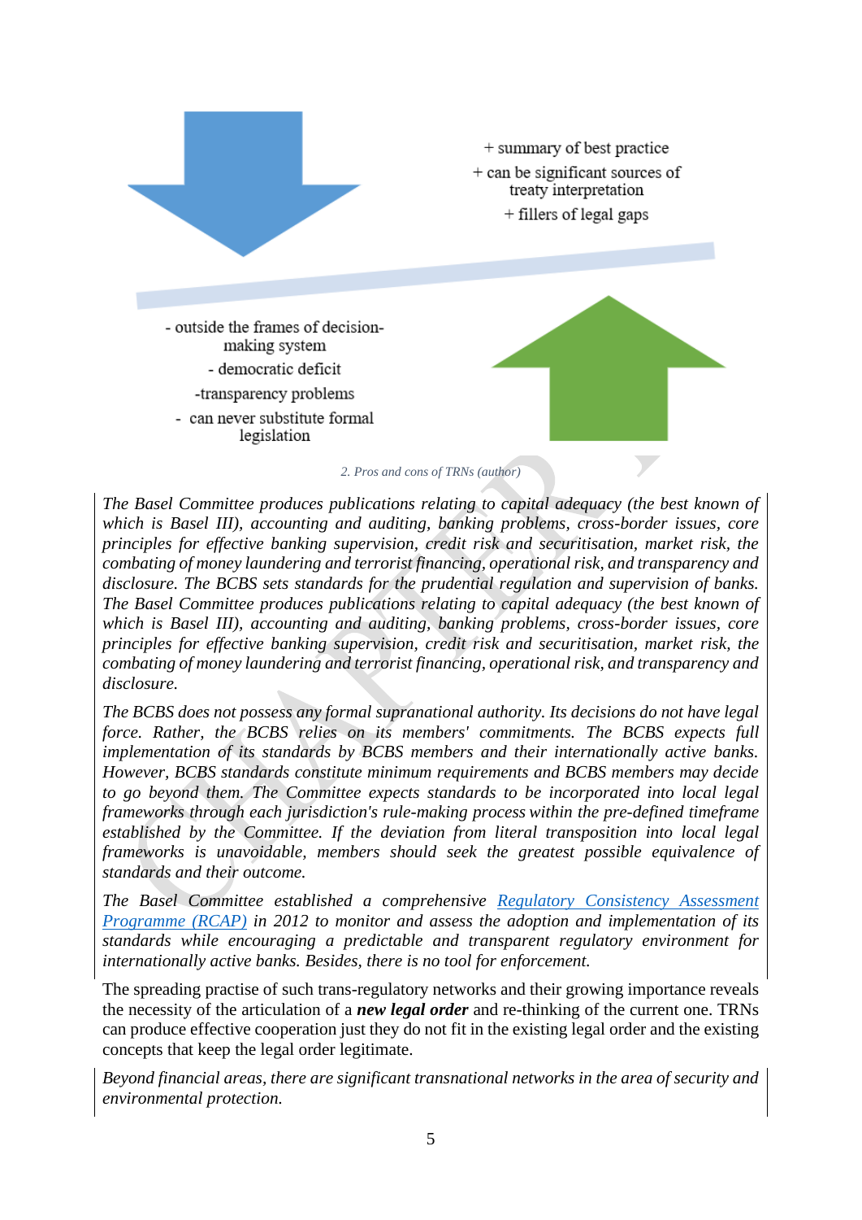+ summary of best practice

+ can be significant sources of treaty interpretation

+ fillers of legal gaps

- outside the frames of decision-making system

- democratic deficit

-transparency problems

- can never substitute formal legislation

*2. Pros and cons of TRNs (author)*

*The Basel Committee produces publications relating to capital adequacy (the best known of which is Basel III), accounting and auditing, banking problems, cross-border issues, core principles for effective banking supervision, credit risk and securitisation, market risk, the combating of money laundering and terrorist financing, operational risk, and transparency and disclosure. The BCBS sets standards for the prudential regulation and supervision of banks. The Basel Committee produces publications relating to capital adequacy (the best known of which is Basel III), accounting and auditing, banking problems, cross-border issues, core principles for effective banking supervision, credit risk and securitisation, market risk, the combating of money laundering and terrorist financing, operational risk, and transparency and disclosure.*

*The BCBS does not possess any formal supranational authority. Its decisions do not have legal force. Rather, the BCBS relies on its members' commitments. The BCBS expects full implementation of its standards by BCBS members and their internationally active banks. However, BCBS standards constitute minimum requirements and BCBS members may decide to go beyond them. The Committee expects standards to be incorporated into local legal frameworks through each jurisdiction's rule-making process within the pre-defined timeframe established by the Committee. If the deviation from literal transposition into local legal frameworks is unavoidable, members should seek the greatest possible equivalence of standards and their outcome.*

*The Basel Committee established a comprehensive [Regulatory Consistency Assessment Programme (RCAP)](Regulatory Consistency Assessment Programme (RCAP)) in 2012 to monitor and assess the adoption and implementation of its standards while encouraging a predictable and transparent regulatory environment for internationally active banks. Besides, there is no tool for enforcement.*

The spreading practise of such trans-regulatory networks and their growing importance reveals the necessity of the articulation of a ***new legal order*** and re-thinking of the current one. TRNs can produce effective cooperation just they do not fit in the existing legal order and the existing concepts that keep the legal order legitimate.

*Beyond financial areas, there are significant transnational networks in the area of security and environmental protection.*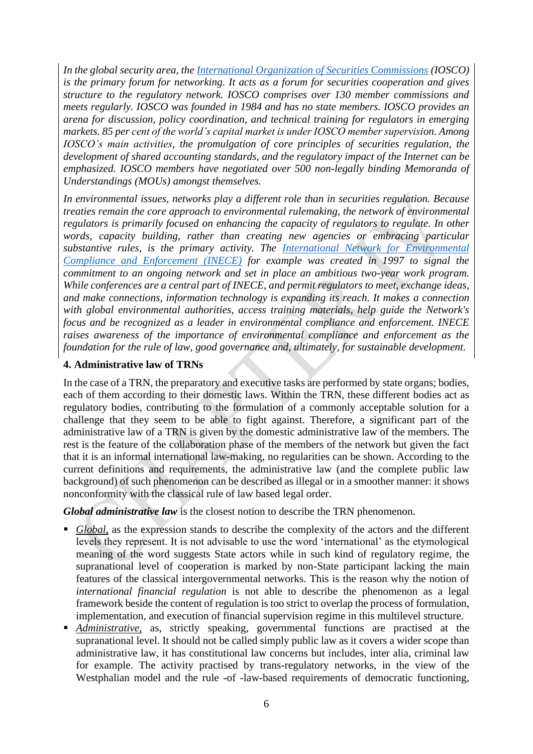*In the global security area, the [International Organization of Securities Commissions](#) (IOSCO) is the primary forum for networking. It acts as a forum for securities cooperation and gives structure to the regulatory network. IOSCO comprises over 130 member commissions and meets regularly. IOSCO was founded in 1984 and has no state members. IOSCO provides an arena for discussion, policy coordination, and technical training for regulators in emerging markets. 85 per cent of the world's capital market is under IOSCO member supervision. Among IOSCO's main activities, the promulgation of core principles of securities regulation, the development of shared accounting standards, and the regulatory impact of the Internet can be emphasized. IOSCO members have negotiated over 500 non-legally binding Memoranda of Understandings (MOUs) amongst themselves.*

*In environmental issues, networks play a different role than in securities regulation. Because treaties remain the core approach to environmental rulemaking, the network of environmental regulators is primarily focused on enhancing the capacity of regulators to regulate. In other words, capacity building, rather than creating new agencies or embracing particular substantive rules, is the primary activity. The [International Network for Environmental Compliance and Enforcement (INECE)](#) for example was created in 1997 to signal the commitment to an ongoing network and set in place an ambitious two-year work program. While conferences are a central part of INECE, and permit regulators to meet, exchange ideas, and make connections, information technology is expanding its reach. It makes a connection with global environmental authorities, access training materials, help guide the Network's focus and be recognized as a leader in environmental compliance and enforcement. INECE raises awareness of the importance of environmental compliance and enforcement as the foundation for the rule of law, good governance and, ultimately, for sustainable development.*

### 4. Administrative law of TRNs

In the case of a TRN, the preparatory and executive tasks are performed by state organs; bodies, each of them according to their domestic laws. Within the TRN, these different bodies act as regulatory bodies, contributing to the formulation of a commonly acceptable solution for a challenge that they seem to be able to fight against. Therefore, a significant part of the administrative law of a TRN is given by the domestic administrative law of the members. The rest is the feature of the collaboration phase of the members of the network but given the fact that it is an informal international law-making, no regularities can be shown. According to the current definitions and requirements, the administrative law (and the complete public law background) of such phenomenon can be described as illegal or in a smoother manner: it shows nonconformity with the classical rule of law based legal order.

***Global administrative law*** is the closest notion to describe the TRN phenomenon.

- *Global,* as the expression stands to describe the complexity of the actors and the different levels they represent. It is not advisable to use the word 'international' as the etymological meaning of the word suggests State actors while in such kind of regulatory regime, the supranational level of cooperation is marked by non-State participant lacking the main features of the classical intergovernmental networks. This is the reason why the notion of *international financial regulation* is not able to describe the phenomenon as a legal framework beside the content of regulation is too strict to overlap the process of formulation, implementation, and execution of financial supervision regime in this multilevel structure.
- *Administrative,* as, strictly speaking, governmental functions are practised at the supranational level. It should not be called simply public law as it covers a wider scope than administrative law, it has constitutional law concerns but includes, inter alia, criminal law for example. The activity practised by trans-regulatory networks, in the view of the Westphalian model and the rule -of -law-based requirements of democratic functioning,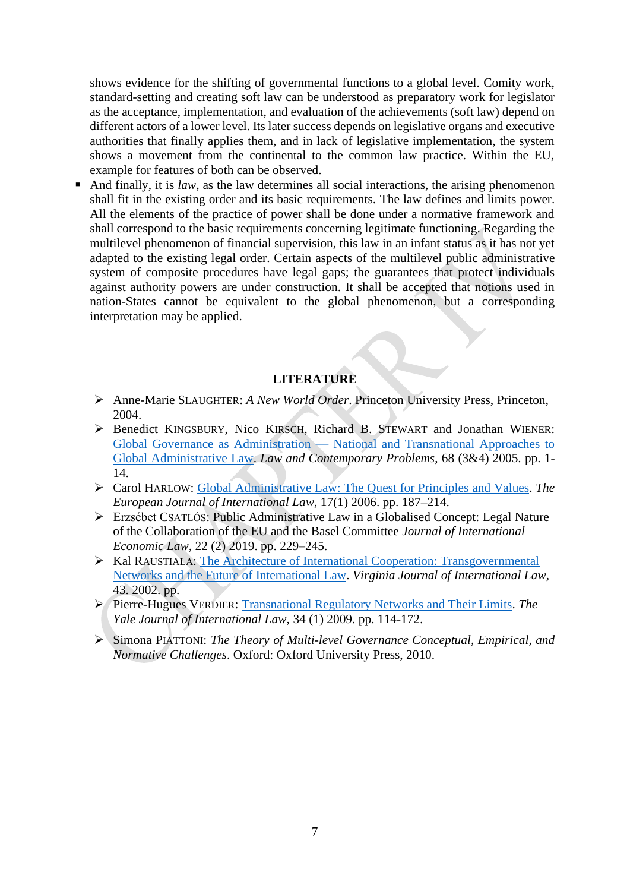shows evidence for the shifting of governmental functions to a global level. Comity work, standard-setting and creating soft law can be understood as preparatory work for legislator as the acceptance, implementation, and evaluation of the achievements (soft law) depend on different actors of a lower level. Its later success depends on legislative organs and executive authorities that finally applies them, and in lack of legislative implementation, the system shows a movement from the continental to the common law practice. Within the EU, example for features of both can be observed.

- And finally, it is ***law***, as the law determines all social interactions, the arising phenomenon shall fit in the existing order and its basic requirements. The law defines and limits power. All the elements of the practice of power shall be done under a normative framework and shall correspond to the basic requirements concerning legitimate functioning. Regarding the multilevel phenomenon of financial supervision, this law in an infant status as it has not yet adapted to the existing legal order. Certain aspects of the multilevel public administrative system of composite procedures have legal gaps; the guarantees that protect individuals against authority powers are under construction. It shall be accepted that notions used in nation-States cannot be equivalent to the global phenomenon, but a corresponding interpretation may be applied.

## LITERATURE

- Anne-Marie SLAUGHTER: *A New World Order*. Princeton University Press, Princeton, 2004.
- Benedict KINGSBURY, Nico KIRSCH, Richard B. STEWART and Jonathan WIENER: Global Governance as Administration — National and Transnational Approaches to Global Administrative Law. *Law and Contemporary Problems*, 68 (3&4) 2005. pp. 1-14.
- Carol HARLOW: Global Administrative Law: The Quest for Principles and Values. *The European Journal of International Law*, 17(1) 2006. pp. 187–214.
- Erzsébet CSATLÓS: Public Administrative Law in a Globalised Concept: Legal Nature of the Collaboration of the EU and the Basel Committee *Journal of International Economic Law*, 22 (2) 2019. pp. 229–245.
- Kal RAUSTIALA: The Architecture of International Cooperation: Transgovernmental Networks and the Future of International Law. *Virginia Journal of International Law*, 43. 2002. pp.
- Pierre-Hugues VERDIER: Transnational Regulatory Networks and Their Limits. *The Yale Journal of International Law*, 34 (1) 2009. pp. 114-172.
- Simona PIATTONI: *The Theory of Multi-level Governance Conceptual, Empirical, and Normative Challenges*. Oxford: Oxford University Press, 2010.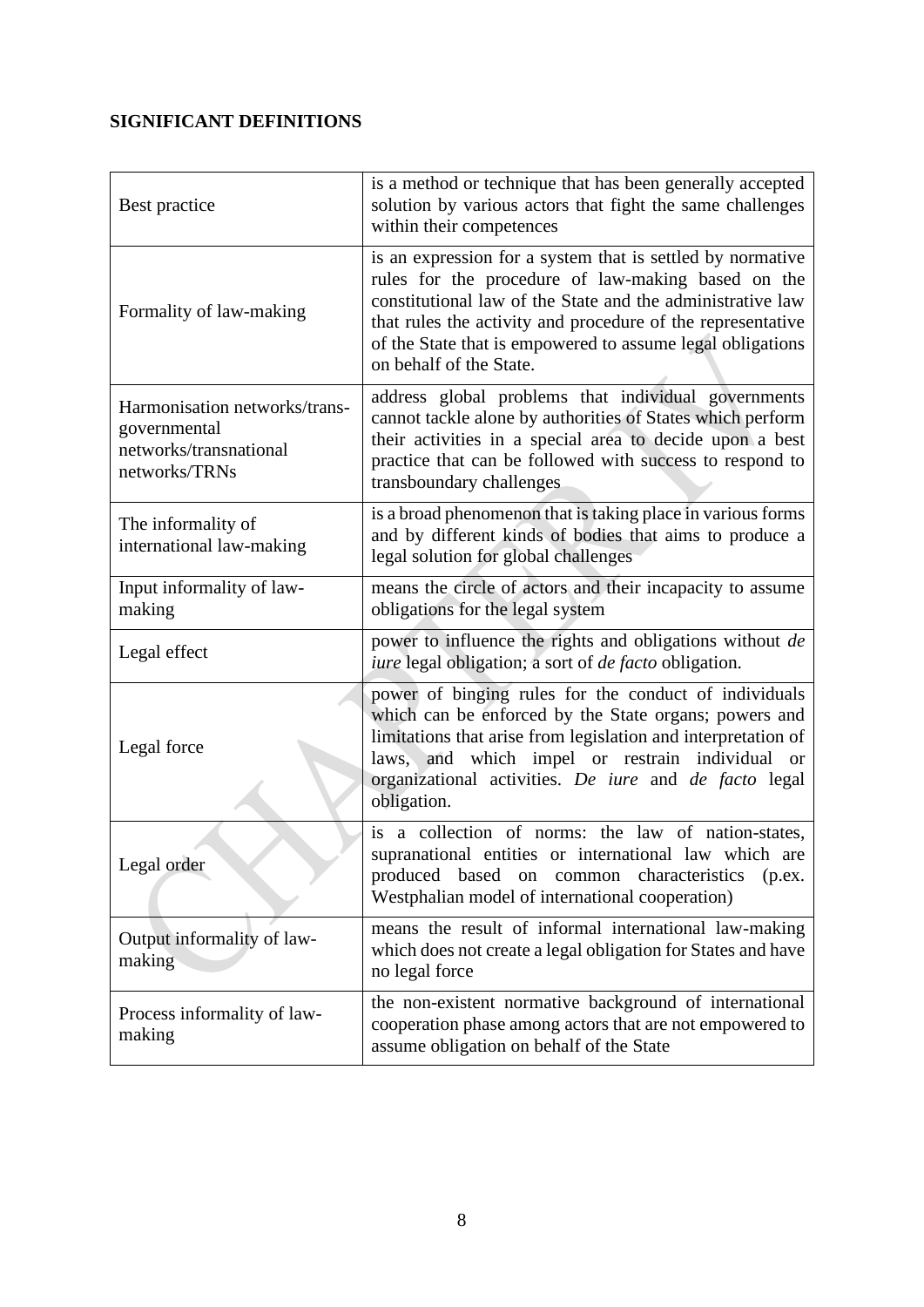**SIGNIFICANT DEFINITIONS**

| | |
|---|---|
| Best practice | is a method or technique that has been generally accepted solution by various actors that fight the same challenges within their competences |
| Formality of law-making | is an expression for a system that is settled by normative rules for the procedure of law-making based on the constitutional law of the State and the administrative law that rules the activity and procedure of the representative of the State that is empowered to assume legal obligations on behalf of the State. |
| Harmonisation networks/trans-governmental networks/transnational networks/TRNs | address global problems that individual governments cannot tackle alone by authorities of States which perform their activities in a special area to decide upon a best practice that can be followed with success to respond to transboundary challenges |
| The informality of international law-making | is a broad phenomenon that is taking place in various forms and by different kinds of bodies that aims to produce a legal solution for global challenges |
| Input informality of law-making | means the circle of actors and their incapacity to assume obligations for the legal system |
| Legal effect | power to influence the rights and obligations without *de iure* legal obligation; a sort of *de facto* obligation. |
| Legal force | power of binging rules for the conduct of individuals which can be enforced by the State organs; powers and limitations that arise from legislation and interpretation of laws, and which impel or restrain individual or organizational activities. *De iure* and *de facto* legal obligation. |
| Legal order | is a collection of norms: the law of nation-states, supranational entities or international law which are produced based on common characteristics (p.ex. Westphalian model of international cooperation) |
| Output informality of law-making | means the result of informal international law-making which does not create a legal obligation for States and have no legal force |
| Process informality of law-making | the non-existent normative background of international cooperation phase among actors that are not empowered to assume obligation on behalf of the State |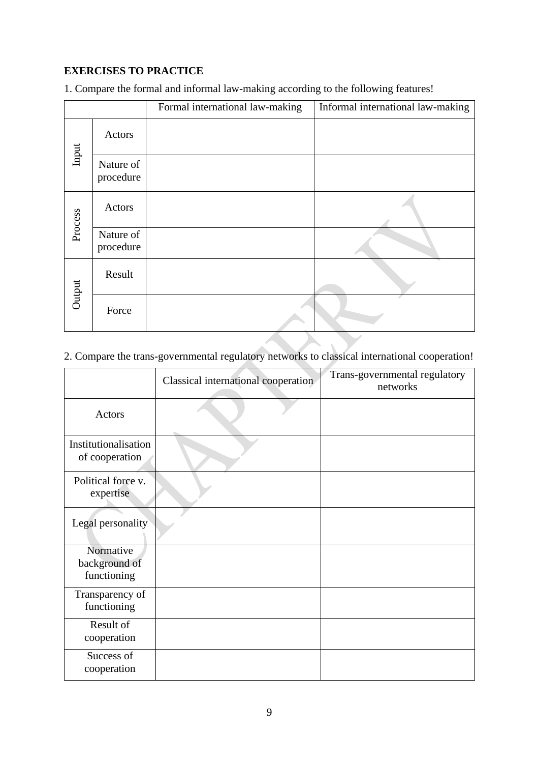**EXERCISES TO PRACTICE**

1. Compare the formal and informal law-making according to the following features!

| | | Formal international law-making | Informal international law-making |
|---|---|---|---|
| Input | Actors | | |
| | Nature of procedure | | |
| Process | Actors | | |
| | Nature of procedure | | |
| Output | Result | | |
| | Force | | |

2. Compare the trans-governmental regulatory networks to classical international cooperation!

| | Classical international cooperation | Trans-governmental regulatory networks |
|---|---|---|
| Actors | | |
| Institutionalisation of cooperation | | |
| Political force v. expertise | | |
| Legal personality | | |
| Normative background of functioning | | |
| Transparency of functioning | | |
| Result of cooperation | | |
| Success of cooperation | | |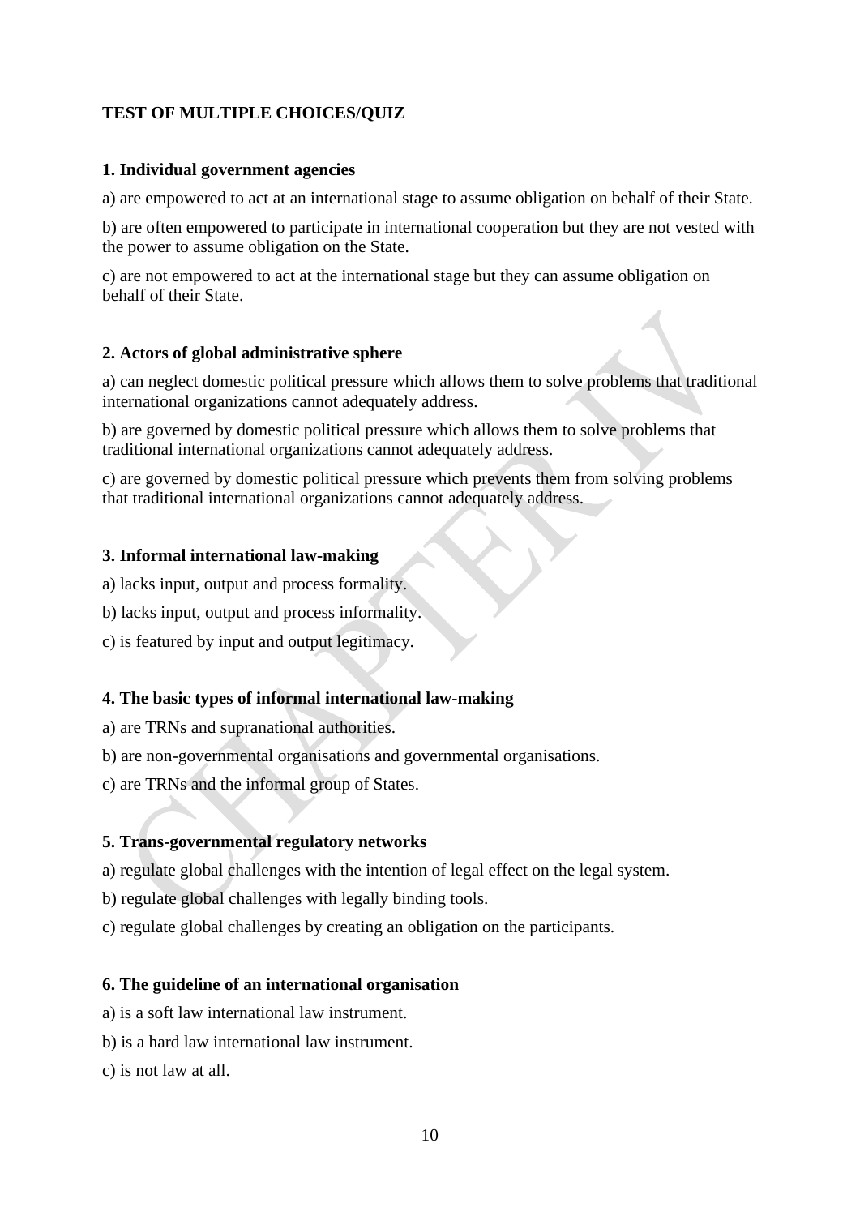**TEST OF MULTIPLE CHOICES/QUIZ**

**1. Individual government agencies**

a) are empowered to act at an international stage to assume obligation on behalf of their State.

b) are often empowered to participate in international cooperation but they are not vested with the power to assume obligation on the State.

c) are not empowered to act at the international stage but they can assume obligation on behalf of their State.

**2. Actors of global administrative sphere**

a) can neglect domestic political pressure which allows them to solve problems that traditional international organizations cannot adequately address.

b) are governed by domestic political pressure which allows them to solve problems that traditional international organizations cannot adequately address.

c) are governed by domestic political pressure which prevents them from solving problems that traditional international organizations cannot adequately address.

**3. Informal international law-making**

a) lacks input, output and process formality.

b) lacks input, output and process informality.

c) is featured by input and output legitimacy.

**4. The basic types of informal international law-making**

a) are TRNs and supranational authorities.

b) are non-governmental organisations and governmental organisations.

c) are TRNs and the informal group of States.

**5. Trans-governmental regulatory networks**

a) regulate global challenges with the intention of legal effect on the legal system.

b) regulate global challenges with legally binding tools.

c) regulate global challenges by creating an obligation on the participants.

**6. The guideline of an international organisation**

a) is a soft law international law instrument.

b) is a hard law international law instrument.

c) is not law at all.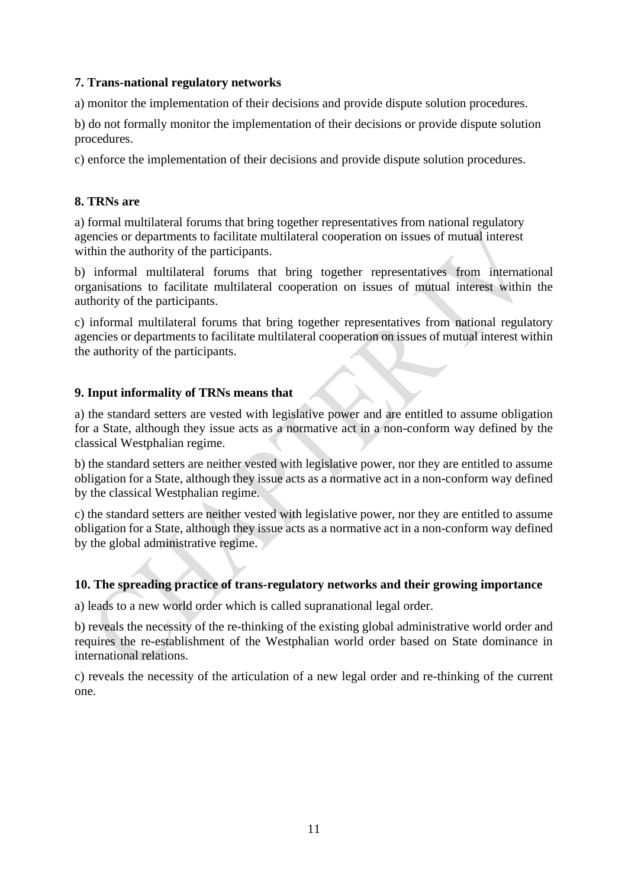**7. Trans-national regulatory networks**

a) monitor the implementation of their decisions and provide dispute solution procedures.

b) do not formally monitor the implementation of their decisions or provide dispute solution procedures.

c) enforce the implementation of their decisions and provide dispute solution procedures.

**8. TRNs are**

a) formal multilateral forums that bring together representatives from national regulatory agencies or departments to facilitate multilateral cooperation on issues of mutual interest within the authority of the participants.

b) informal multilateral forums that bring together representatives from international organisations to facilitate multilateral cooperation on issues of mutual interest within the authority of the participants.

c) informal multilateral forums that bring together representatives from national regulatory agencies or departments to facilitate multilateral cooperation on issues of mutual interest within the authority of the participants.

**9. Input informality of TRNs means that**

a) the standard setters are vested with legislative power and are entitled to assume obligation for a State, although they issue acts as a normative act in a non-conform way defined by the classical Westphalian regime.

b) the standard setters are neither vested with legislative power, nor they are entitled to assume obligation for a State, although they issue acts as a normative act in a non-conform way defined by the classical Westphalian regime.

c) the standard setters are neither vested with legislative power, nor they are entitled to assume obligation for a State, although they issue acts as a normative act in a non-conform way defined by the global administrative regime.

**10. The spreading practice of trans-regulatory networks and their growing importance**

a) leads to a new world order which is called supranational legal order.

b) reveals the necessity of the re-thinking of the existing global administrative world order and requires the re-establishment of the Westphalian world order based on State dominance in international relations.

c) reveals the necessity of the articulation of a new legal order and re-thinking of the current one.